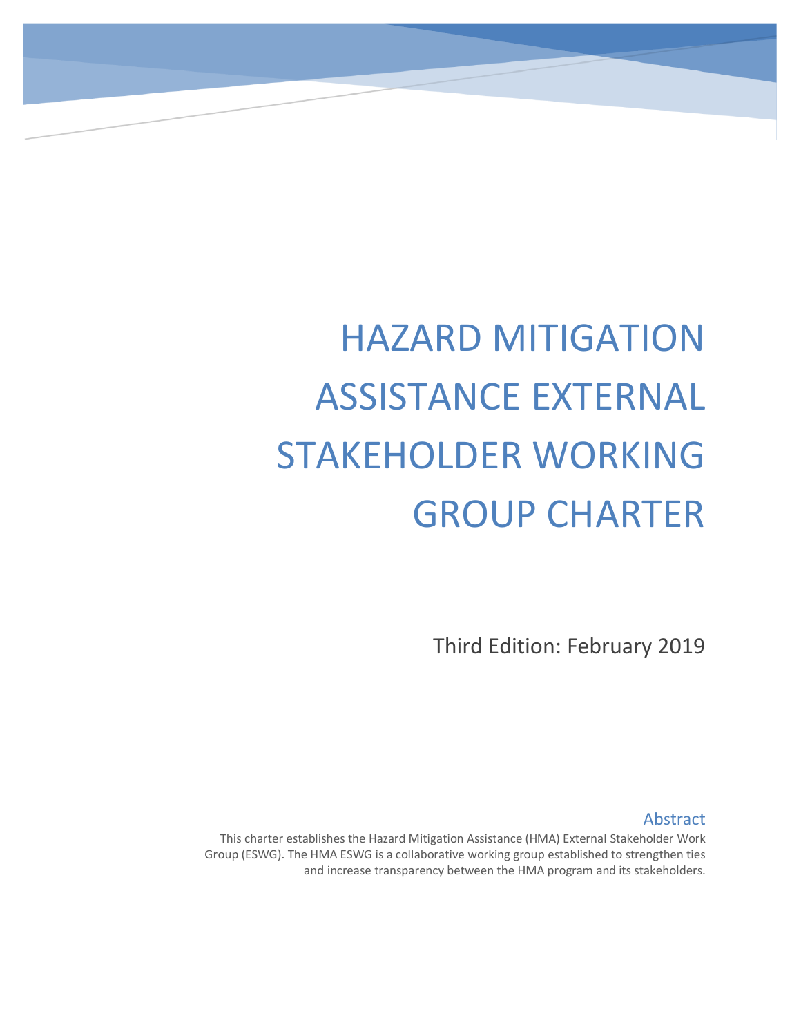# HAZARD MITIGATION ASSISTANCE EXTERNAL STAKEHOLDER WORKING GROUP CHARTER

Third Edition: February 2019

## Abstract

This charter establishes the Hazard Mitigation Assistance (HMA) External Stakeholder Work Group (ESWG). The HMA ESWG is a collaborative working group established to strengthen ties and increase transparency between the HMA program and its stakeholders.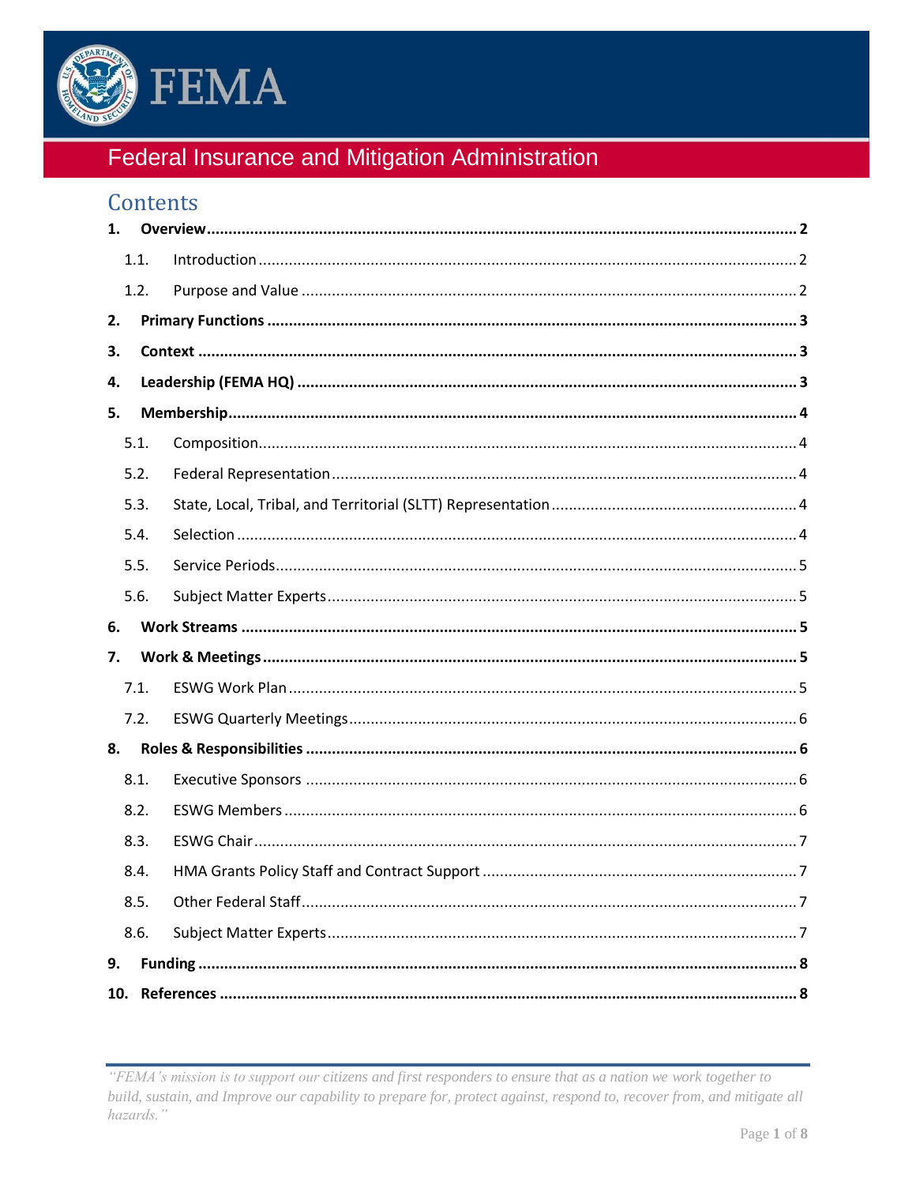Federal Insurance and Mitigation Administration

## Contents

1. **Overview** ..... 2
   - 1.1. Introduction ..... 2
   - 1.2. Purpose and Value ..... 2
2. **Primary Functions** ..... 3
3. **Context** ..... 3
4. **Leadership (FEMA HQ)** ..... 3
5. **Membership** ..... 4
   - 5.1. Composition ..... 4
   - 5.2. Federal Representation ..... 4
   - 5.3. State, Local, Tribal, and Territorial (SLTT) Representation ..... 4
   - 5.4. Selection ..... 4
   - 5.5. Service Periods ..... 5
   - 5.6. Subject Matter Experts ..... 5
6. **Work Streams** ..... 5
7. **Work & Meetings** ..... 5
   - 7.1. ESWG Work Plan ..... 5
   - 7.2. ESWG Quarterly Meetings ..... 6
8. **Roles & Responsibilities** ..... 6
   - 8.1. Executive Sponsors ..... 6
   - 8.2. ESWG Members ..... 6
   - 8.3. ESWG Chair ..... 7
   - 8.4. HMA Grants Policy Staff and Contract Support ..... 7
   - 8.5. Other Federal Staff ..... 7
   - 8.6. Subject Matter Experts ..... 7
9. **Funding** ..... 8
10. **References** ..... 8

*"FEMA's mission is to support our citizens and first responders to ensure that as a nation we work together to build, sustain, and Improve our capability to prepare for, protect against, respond to, recover from, and mitigate all hazards."*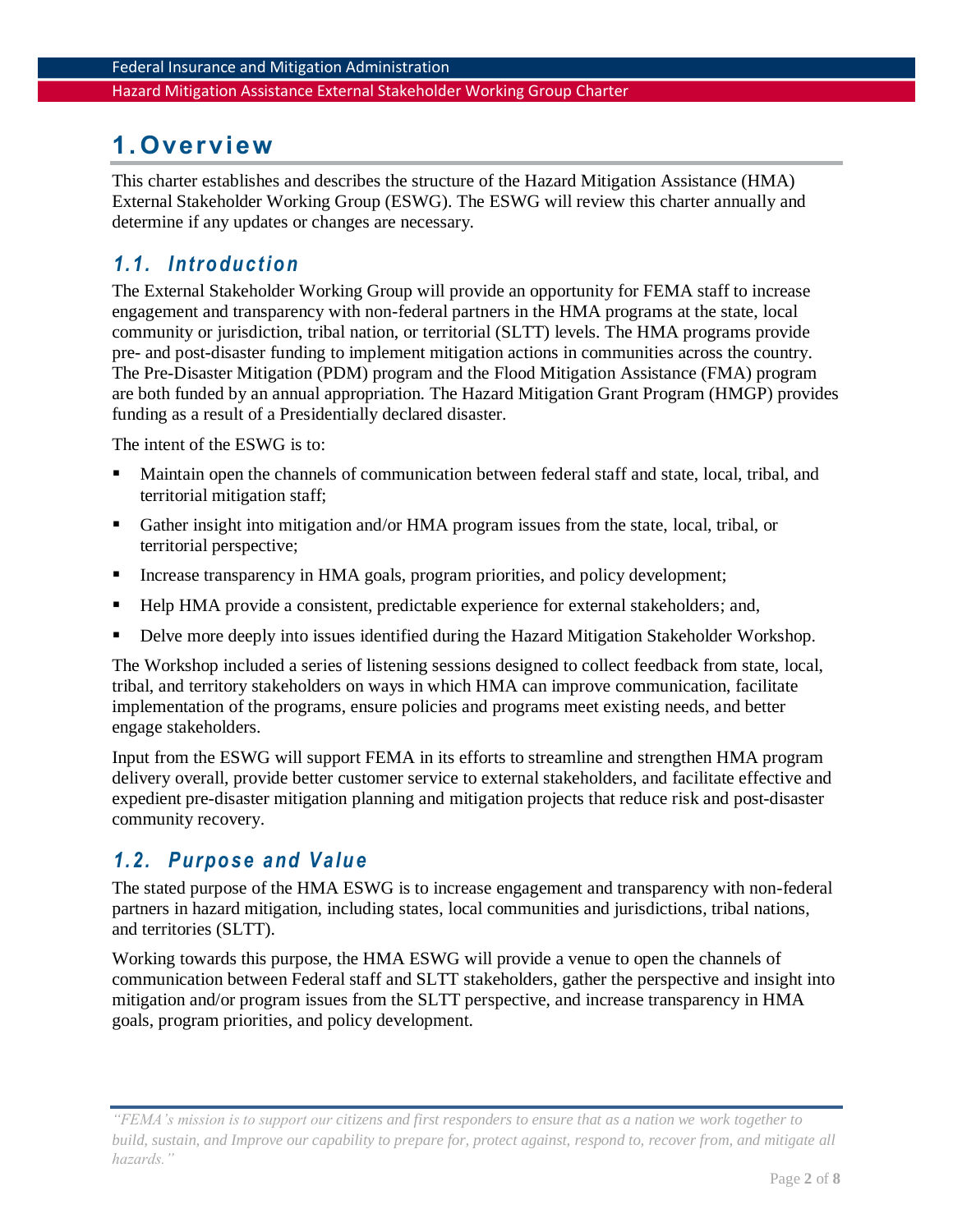# 1. Overview

This charter establishes and describes the structure of the Hazard Mitigation Assistance (HMA) External Stakeholder Working Group (ESWG). The ESWG will review this charter annually and determine if any updates or changes are necessary.

## *1.1. Introduction*

The External Stakeholder Working Group will provide an opportunity for FEMA staff to increase engagement and transparency with non-federal partners in the HMA programs at the state, local community or jurisdiction, tribal nation, or territorial (SLTT) levels. The HMA programs provide pre- and post-disaster funding to implement mitigation actions in communities across the country. The Pre-Disaster Mitigation (PDM) program and the Flood Mitigation Assistance (FMA) program are both funded by an annual appropriation. The Hazard Mitigation Grant Program (HMGP) provides funding as a result of a Presidentially declared disaster.

The intent of the ESWG is to:

- Maintain open the channels of communication between federal staff and state, local, tribal, and territorial mitigation staff;
- Gather insight into mitigation and/or HMA program issues from the state, local, tribal, or territorial perspective;
- Increase transparency in HMA goals, program priorities, and policy development;
- Help HMA provide a consistent, predictable experience for external stakeholders; and,
- Delve more deeply into issues identified during the Hazard Mitigation Stakeholder Workshop.

The Workshop included a series of listening sessions designed to collect feedback from state, local, tribal, and territory stakeholders on ways in which HMA can improve communication, facilitate implementation of the programs, ensure policies and programs meet existing needs, and better engage stakeholders.

Input from the ESWG will support FEMA in its efforts to streamline and strengthen HMA program delivery overall, provide better customer service to external stakeholders, and facilitate effective and expedient pre-disaster mitigation planning and mitigation projects that reduce risk and post-disaster community recovery.

## *1.2. Purpose and Value*

The stated purpose of the HMA ESWG is to increase engagement and transparency with non-federal partners in hazard mitigation, including states, local communities and jurisdictions, tribal nations, and territories (SLTT).

Working towards this purpose, the HMA ESWG will provide a venue to open the channels of communication between Federal staff and SLTT stakeholders, gather the perspective and insight into mitigation and/or program issues from the SLTT perspective, and increase transparency in HMA goals, program priorities, and policy development.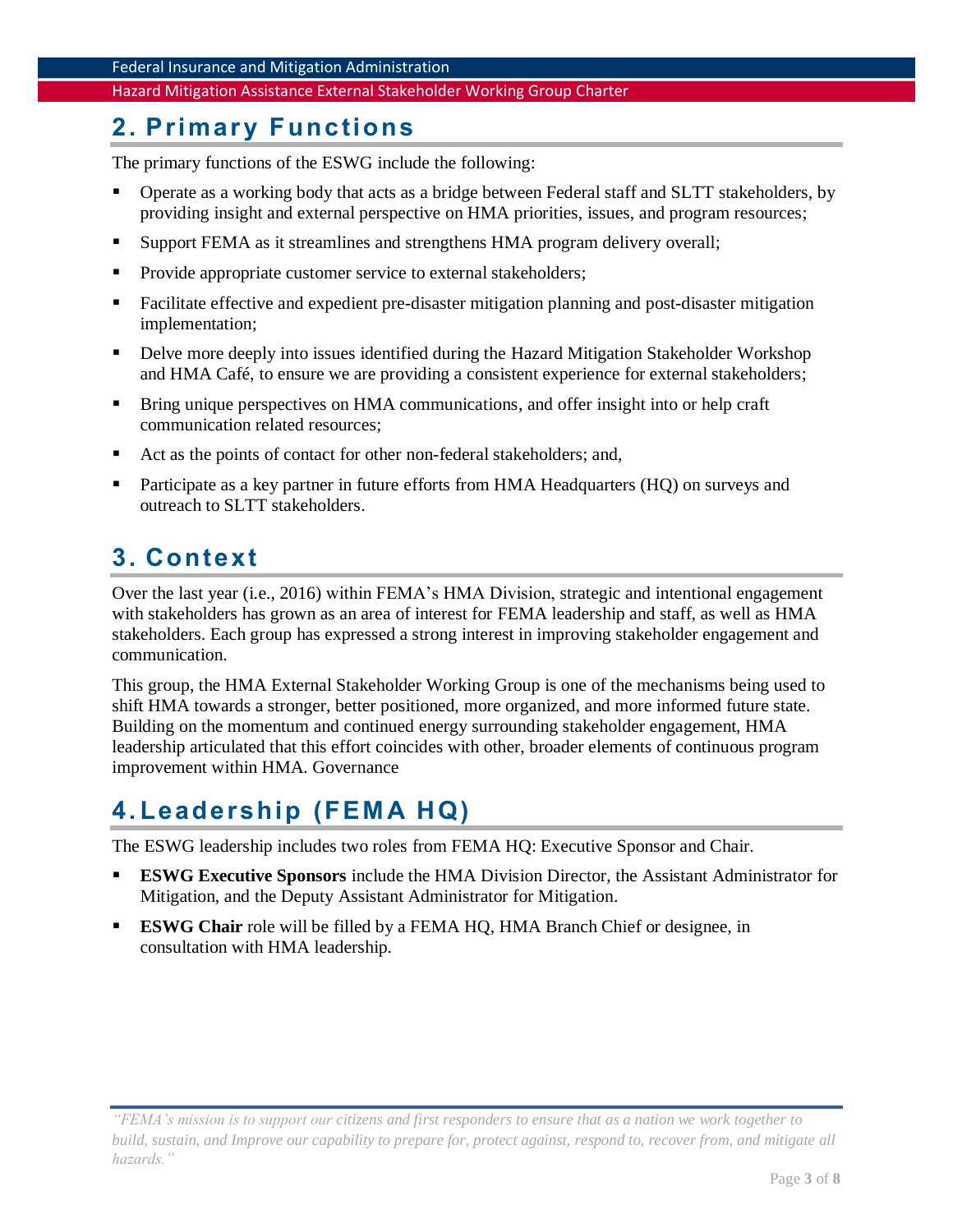## 2. Primary Functions

The primary functions of the ESWG include the following:

- Operate as a working body that acts as a bridge between Federal staff and SLTT stakeholders, by providing insight and external perspective on HMA priorities, issues, and program resources;
- Support FEMA as it streamlines and strengthens HMA program delivery overall;
- Provide appropriate customer service to external stakeholders;
- Facilitate effective and expedient pre-disaster mitigation planning and post-disaster mitigation implementation;
- Delve more deeply into issues identified during the Hazard Mitigation Stakeholder Workshop and HMA Café, to ensure we are providing a consistent experience for external stakeholders;
- Bring unique perspectives on HMA communications, and offer insight into or help craft communication related resources;
- Act as the points of contact for other non-federal stakeholders; and,
- Participate as a key partner in future efforts from HMA Headquarters (HQ) on surveys and outreach to SLTT stakeholders.

## 3. Context

Over the last year (i.e., 2016) within FEMA's HMA Division, strategic and intentional engagement with stakeholders has grown as an area of interest for FEMA leadership and staff, as well as HMA stakeholders. Each group has expressed a strong interest in improving stakeholder engagement and communication.

This group, the HMA External Stakeholder Working Group is one of the mechanisms being used to shift HMA towards a stronger, better positioned, more organized, and more informed future state. Building on the momentum and continued energy surrounding stakeholder engagement, HMA leadership articulated that this effort coincides with other, broader elements of continuous program improvement within HMA. Governance

## 4. Leadership (FEMA HQ)

The ESWG leadership includes two roles from FEMA HQ: Executive Sponsor and Chair.

- **ESWG Executive Sponsors** include the HMA Division Director, the Assistant Administrator for Mitigation, and the Deputy Assistant Administrator for Mitigation.
- **ESWG Chair** role will be filled by a FEMA HQ, HMA Branch Chief or designee, in consultation with HMA leadership.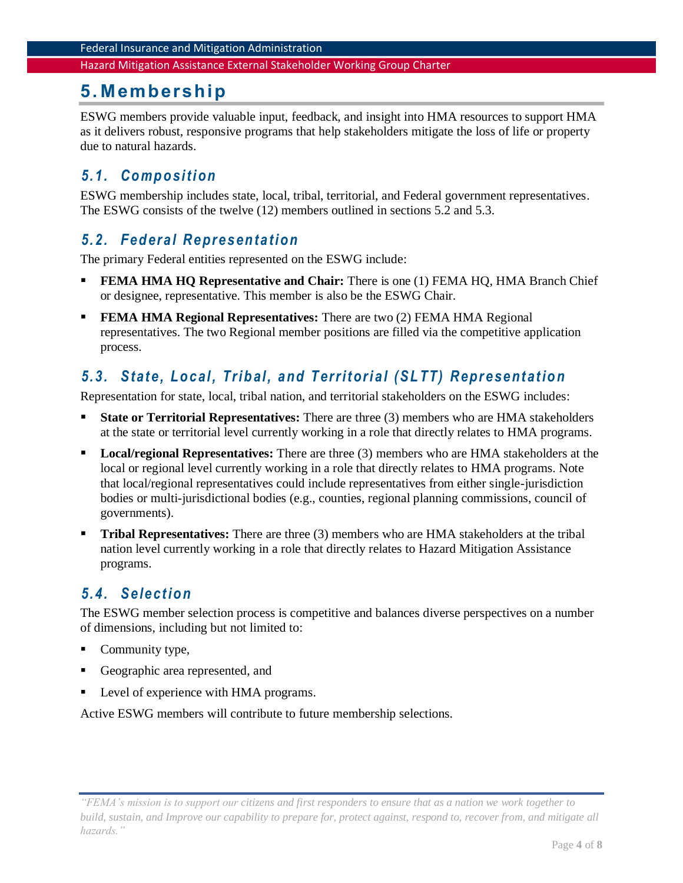# 5. Membership

ESWG members provide valuable input, feedback, and insight into HMA resources to support HMA as it delivers robust, responsive programs that help stakeholders mitigate the loss of life or property due to natural hazards.

## *5.1. Composition*

ESWG membership includes state, local, tribal, territorial, and Federal government representatives. The ESWG consists of the twelve (12) members outlined in sections 5.2 and 5.3.

## *5.2. Federal Representation*

The primary Federal entities represented on the ESWG include:

- **FEMA HMA HQ Representative and Chair:** There is one (1) FEMA HQ, HMA Branch Chief or designee, representative. This member is also be the ESWG Chair.
- **FEMA HMA Regional Representatives:** There are two (2) FEMA HMA Regional representatives. The two Regional member positions are filled via the competitive application process.

## *5.3. State, Local, Tribal, and Territorial (SLTT) Representation*

Representation for state, local, tribal nation, and territorial stakeholders on the ESWG includes:

- **State or Territorial Representatives:** There are three (3) members who are HMA stakeholders at the state or territorial level currently working in a role that directly relates to HMA programs.
- **Local/regional Representatives:** There are three (3) members who are HMA stakeholders at the local or regional level currently working in a role that directly relates to HMA programs. Note that local/regional representatives could include representatives from either single-jurisdiction bodies or multi-jurisdictional bodies (e.g., counties, regional planning commissions, council of governments).
- **Tribal Representatives:** There are three (3) members who are HMA stakeholders at the tribal nation level currently working in a role that directly relates to Hazard Mitigation Assistance programs.

## *5.4. Selection*

The ESWG member selection process is competitive and balances diverse perspectives on a number of dimensions, including but not limited to:

- Community type,
- Geographic area represented, and
- Level of experience with HMA programs.

Active ESWG members will contribute to future membership selections.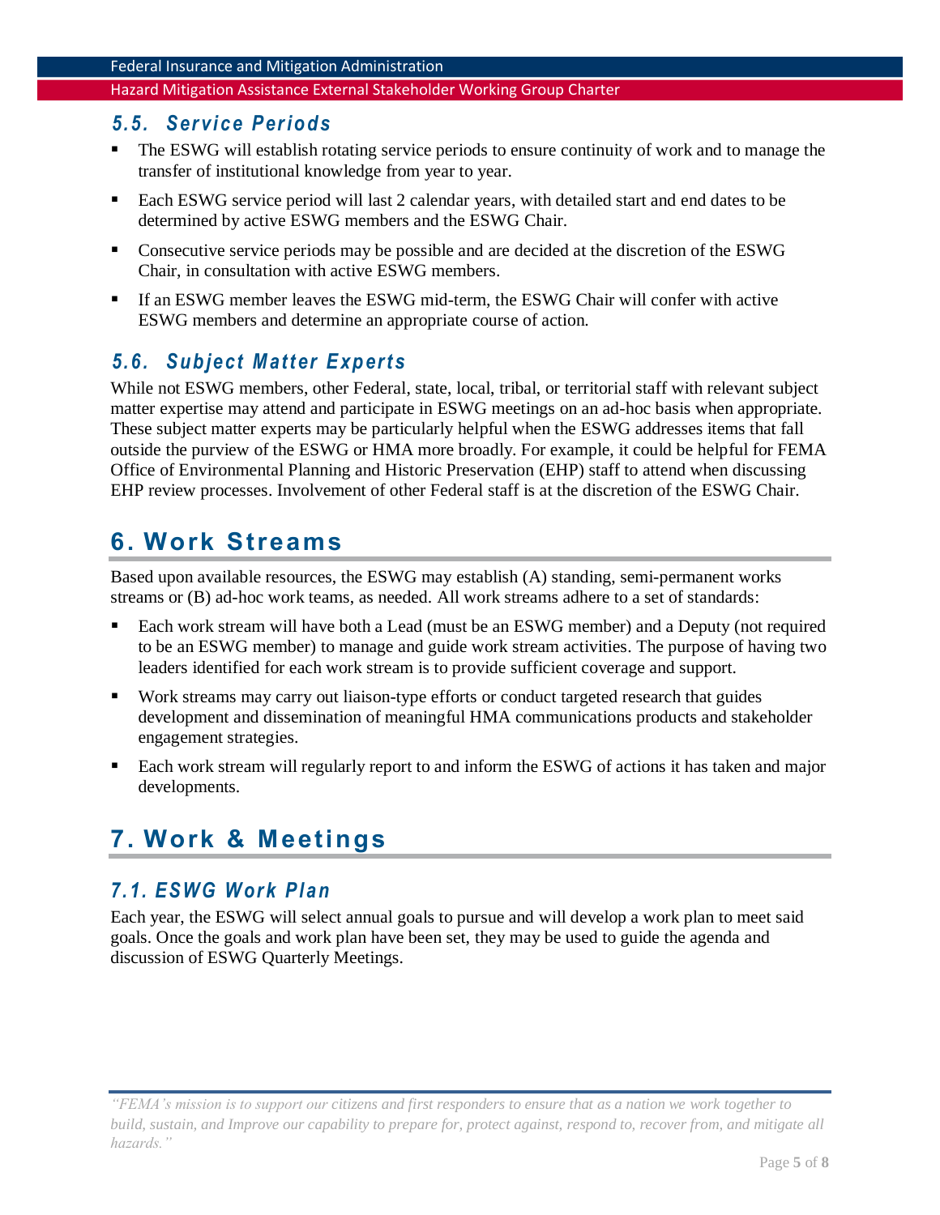### 5.5. Service Periods

- The ESWG will establish rotating service periods to ensure continuity of work and to manage the transfer of institutional knowledge from year to year.
- Each ESWG service period will last 2 calendar years, with detailed start and end dates to be determined by active ESWG members and the ESWG Chair.
- Consecutive service periods may be possible and are decided at the discretion of the ESWG Chair, in consultation with active ESWG members.
- If an ESWG member leaves the ESWG mid-term, the ESWG Chair will confer with active ESWG members and determine an appropriate course of action.

### 5.6. Subject Matter Experts

While not ESWG members, other Federal, state, local, tribal, or territorial staff with relevant subject matter expertise may attend and participate in ESWG meetings on an ad-hoc basis when appropriate. These subject matter experts may be particularly helpful when the ESWG addresses items that fall outside the purview of the ESWG or HMA more broadly. For example, it could be helpful for FEMA Office of Environmental Planning and Historic Preservation (EHP) staff to attend when discussing EHP review processes. Involvement of other Federal staff is at the discretion of the ESWG Chair.

## 6. Work Streams

Based upon available resources, the ESWG may establish (A) standing, semi-permanent works streams or (B) ad-hoc work teams, as needed. All work streams adhere to a set of standards:

- Each work stream will have both a Lead (must be an ESWG member) and a Deputy (not required to be an ESWG member) to manage and guide work stream activities. The purpose of having two leaders identified for each work stream is to provide sufficient coverage and support.
- Work streams may carry out liaison-type efforts or conduct targeted research that guides development and dissemination of meaningful HMA communications products and stakeholder engagement strategies.
- Each work stream will regularly report to and inform the ESWG of actions it has taken and major developments.

## 7. Work & Meetings

### 7.1. ESWG Work Plan

Each year, the ESWG will select annual goals to pursue and will develop a work plan to meet said goals. Once the goals and work plan have been set, they may be used to guide the agenda and discussion of ESWG Quarterly Meetings.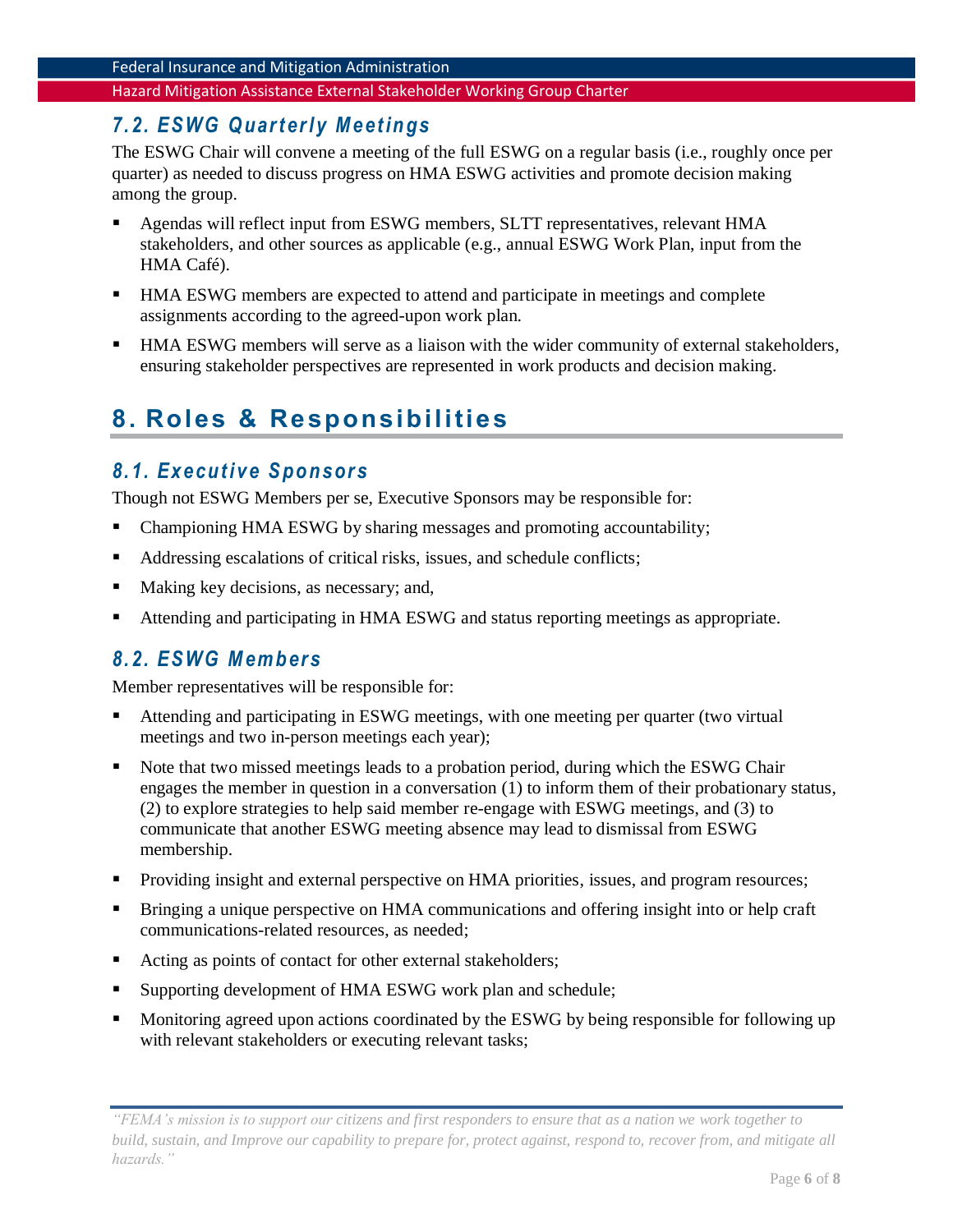### 7.2. ESWG Quarterly Meetings

The ESWG Chair will convene a meeting of the full ESWG on a regular basis (i.e., roughly once per quarter) as needed to discuss progress on HMA ESWG activities and promote decision making among the group.

- Agendas will reflect input from ESWG members, SLTT representatives, relevant HMA stakeholders, and other sources as applicable (e.g., annual ESWG Work Plan, input from the HMA Café).
- HMA ESWG members are expected to attend and participate in meetings and complete assignments according to the agreed-upon work plan.
- HMA ESWG members will serve as a liaison with the wider community of external stakeholders, ensuring stakeholder perspectives are represented in work products and decision making.

## 8. Roles & Responsibilities

### 8.1. Executive Sponsors

Though not ESWG Members per se, Executive Sponsors may be responsible for:

- Championing HMA ESWG by sharing messages and promoting accountability;
- Addressing escalations of critical risks, issues, and schedule conflicts;
- Making key decisions, as necessary; and,
- Attending and participating in HMA ESWG and status reporting meetings as appropriate.

### 8.2. ESWG Members

Member representatives will be responsible for:

- Attending and participating in ESWG meetings, with one meeting per quarter (two virtual meetings and two in-person meetings each year);
- Note that two missed meetings leads to a probation period, during which the ESWG Chair engages the member in question in a conversation (1) to inform them of their probationary status, (2) to explore strategies to help said member re-engage with ESWG meetings, and (3) to communicate that another ESWG meeting absence may lead to dismissal from ESWG membership.
- Providing insight and external perspective on HMA priorities, issues, and program resources;
- Bringing a unique perspective on HMA communications and offering insight into or help craft communications-related resources, as needed;
- Acting as points of contact for other external stakeholders;
- Supporting development of HMA ESWG work plan and schedule;
- Monitoring agreed upon actions coordinated by the ESWG by being responsible for following up with relevant stakeholders or executing relevant tasks;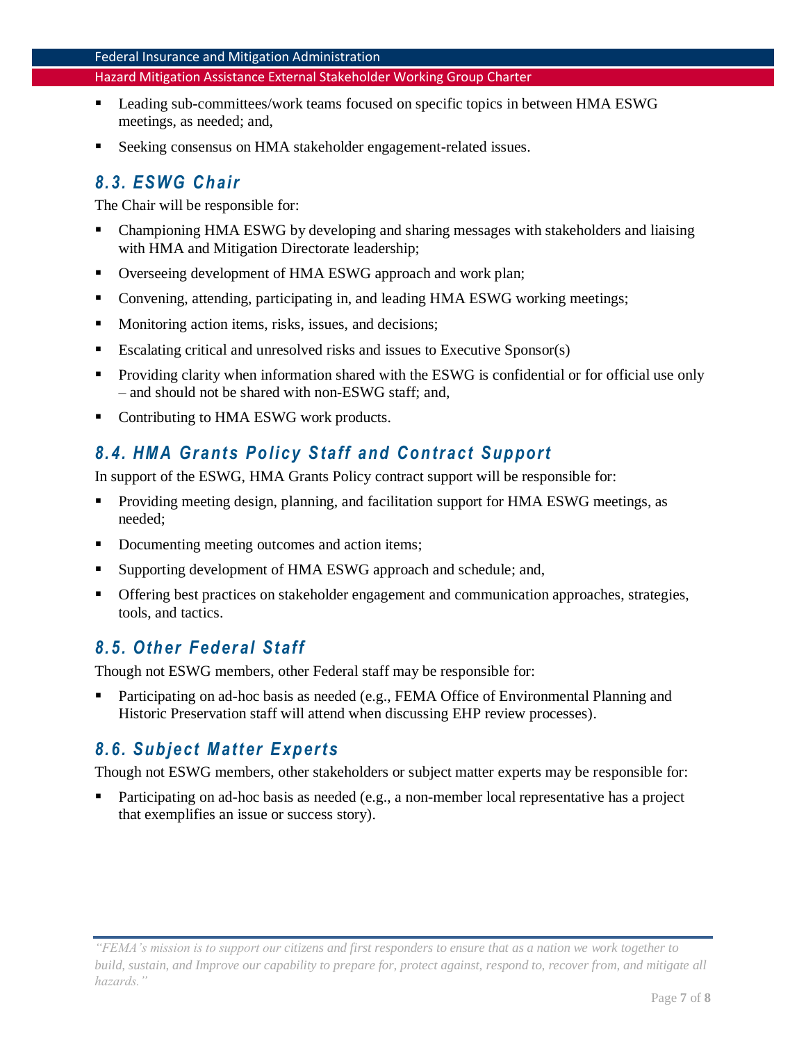- Leading sub-committees/work teams focused on specific topics in between HMA ESWG meetings, as needed; and,
- Seeking consensus on HMA stakeholder engagement-related issues.

### 8.3. ESWG Chair

The Chair will be responsible for:

- Championing HMA ESWG by developing and sharing messages with stakeholders and liaising with HMA and Mitigation Directorate leadership;
- Overseeing development of HMA ESWG approach and work plan;
- Convening, attending, participating in, and leading HMA ESWG working meetings;
- Monitoring action items, risks, issues, and decisions;
- Escalating critical and unresolved risks and issues to Executive Sponsor(s)
- Providing clarity when information shared with the ESWG is confidential or for official use only – and should not be shared with non-ESWG staff; and,
- Contributing to HMA ESWG work products.

### 8.4. HMA Grants Policy Staff and Contract Support

In support of the ESWG, HMA Grants Policy contract support will be responsible for:

- Providing meeting design, planning, and facilitation support for HMA ESWG meetings, as needed;
- Documenting meeting outcomes and action items;
- Supporting development of HMA ESWG approach and schedule; and,
- Offering best practices on stakeholder engagement and communication approaches, strategies, tools, and tactics.

### 8.5. Other Federal Staff

Though not ESWG members, other Federal staff may be responsible for:

- Participating on ad-hoc basis as needed (e.g., FEMA Office of Environmental Planning and Historic Preservation staff will attend when discussing EHP review processes).

### 8.6. Subject Matter Experts

Though not ESWG members, other stakeholders or subject matter experts may be responsible for:

- Participating on ad-hoc basis as needed (e.g., a non-member local representative has a project that exemplifies an issue or success story).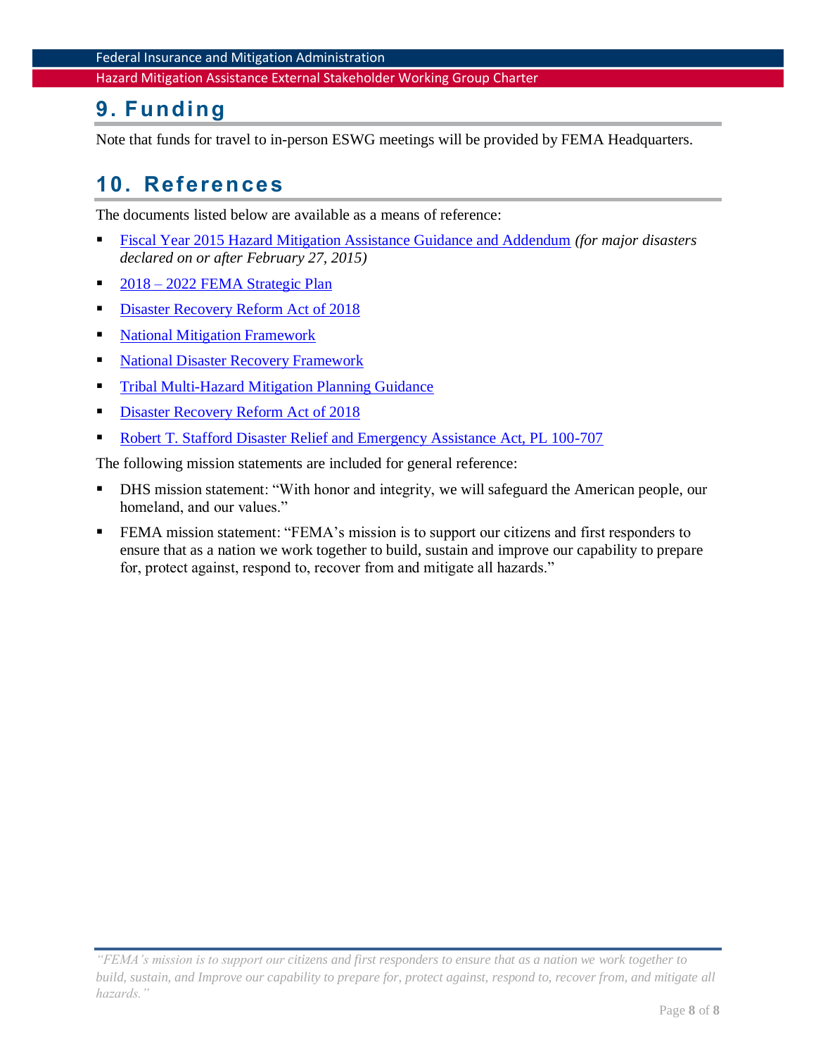## 9. Funding

Note that funds for travel to in-person ESWG meetings will be provided by FEMA Headquarters.

## 10. References

The documents listed below are available as a means of reference:

- Fiscal Year 2015 Hazard Mitigation Assistance Guidance and Addendum *(for major disasters declared on or after February 27, 2015)*
- 2018 – 2022 FEMA Strategic Plan
- Disaster Recovery Reform Act of 2018
- National Mitigation Framework
- National Disaster Recovery Framework
- Tribal Multi-Hazard Mitigation Planning Guidance
- Disaster Recovery Reform Act of 2018
- Robert T. Stafford Disaster Relief and Emergency Assistance Act, PL 100-707

The following mission statements are included for general reference:

- DHS mission statement: "With honor and integrity, we will safeguard the American people, our homeland, and our values."
- FEMA mission statement: "FEMA's mission is to support our citizens and first responders to ensure that as a nation we work together to build, sustain and improve our capability to prepare for, protect against, respond to, recover from and mitigate all hazards."